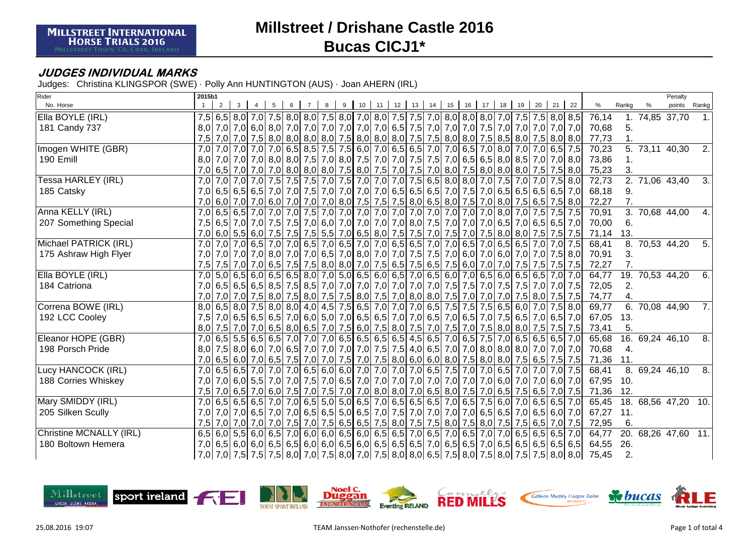MILLSTREET INTERNATIONAL HORSE TRIALS 2016
MILLSTREET TOWN, CO. CORK, IRELAND

# Millstreet / Drishane Castle 2016

## Bucas CICJ1*

### JUDGES INDIVIDUAL MARKS

Judges: Christina KLINGSPOR (SWE) · Polly Ann HUNTINGTON (AUS) · Joan AHERN (IRL)

| Rider / No. Horse | 1 | 2 | 3 | 4 | 5 | 6 | 7 | 8 | 9 | 10 | 11 | 12 | 13 | 14 | 15 | 16 | 17 | 18 | 19 | 20 | 21 | 22 | % | Rankg | % | Penalty points | Rankg |
|---|---|---|---|---|---|---|---|---|---|---|---|---|---|---|---|---|---|---|---|---|---|---|---|---|---|---|---|
| Ella BOYLE (IRL) | 7,5 | 6,5 | 8,0 | 7,0 | 7,5 | 8,0 | 8,0 | 7,5 | 8,0 | 7,0 | 8,0 | 7,5 | 7,5 | 7,0 | 8,0 | 8,0 | 8,0 | 7,0 | 7,5 | 7,5 | 8,0 | 8,5 | 76,14 | 1. | 74,85 | 37,70 | 1. |
| 181 Candy 737 | 8,0 | 7,0 | 7,0 | 6,0 | 8,0 | 7,0 | 7,0 | 7,0 | 7,0 | 7,0 | 7,0 | 6,5 | 7,5 | 7,0 | 7,0 | 7,0 | 7,5 | 7,0 | 7,0 | 7,0 | 7,0 | 7,0 | 70,68 | 5. | | | |
| | 7,5 | 7,0 | 7,0 | 7,5 | 8,0 | 8,0 | 8,0 | 8,0 | 7,5 | 8,0 | 8,0 | 8,0 | 7,5 | 7,5 | 8,0 | 8,0 | 7,5 | 8,5 | 8,0 | 7,5 | 8,0 | 8,0 | 77,73 | 1. | | | |
| Imogen WHITE (GBR) | 7,0 | 7,0 | 7,0 | 7,0 | 7,0 | 6,5 | 8,5 | 7,5 | 7,5 | 6,0 | 7,0 | 6,5 | 6,5 | 7,0 | 7,0 | 6,5 | 7,0 | 8,0 | 7,0 | 7,0 | 6,5 | 7,5 | 70,23 | 5. | 73,11 | 40,30 | 2. |
| 190 Emill | 8,0 | 7,0 | 7,0 | 7,0 | 8,0 | 8,0 | 7,5 | 7,0 | 8,0 | 7,5 | 7,0 | 7,0 | 7,5 | 7,5 | 7,0 | 6,5 | 6,5 | 8,0 | 8,5 | 7,0 | 7,0 | 8,0 | 73,86 | 1. | | | |
| | 7,0 | 6,5 | 7,0 | 7,0 | 7,0 | 8,0 | 8,0 | 8,0 | 7,5 | 8,0 | 7,5 | 7,0 | 7,5 | 7,0 | 8,0 | 7,5 | 8,0 | 8,0 | 8,0 | 7,5 | 7,5 | 8,0 | 75,23 | 3. | | | |
| Tessa HARLEY (IRL) | 7,0 | 7,0 | 7,0 | 7,0 | 7,5 | 7,5 | 7,5 | 7,0 | 7,5 | 7,0 | 7,0 | 7,0 | 7,5 | 6,5 | 8,0 | 8,0 | 7,0 | 7,5 | 7,0 | 7,0 | 7,5 | 8,0 | 72,73 | 2. | 71,06 | 43,40 | 3. |
| 185 Catsky | 7,0 | 6,5 | 6,5 | 6,5 | 7,0 | 7,0 | 7,5 | 7,0 | 7,0 | 7,0 | 7,0 | 6,5 | 6,5 | 6,5 | 7,0 | 7,5 | 7,0 | 6,5 | 6,5 | 6,5 | 6,5 | 7,0 | 68,18 | 9. | | | |
| | 7,0 | 6,0 | 7,0 | 7,0 | 6,0 | 7,0 | 7,0 | 7,0 | 8,0 | 7,5 | 7,5 | 7,5 | 8,0 | 6,5 | 8,0 | 7,5 | 7,0 | 8,0 | 7,5 | 6,5 | 7,5 | 8,0 | 72,27 | 7. | | | |
| Anna KELLY (IRL) | 7,0 | 6,5 | 6,5 | 7,0 | 7,0 | 7,0 | 7,5 | 7,0 | 7,0 | 7,0 | 7,0 | 7,0 | 7,0 | 7,0 | 7,0 | 7,0 | 7,0 | 8,0 | 7,0 | 7,5 | 7,5 | 7,5 | 70,91 | 3. | 70,68 | 44,00 | 4. |
| 207 Something Special | 7,5 | 6,5 | 7,0 | 7,0 | 7,5 | 7,5 | 7,0 | 6,0 | 7,0 | 7,0 | 7,0 | 7,0 | 8,0 | 7,5 | 7,0 | 7,0 | 7,0 | 6,5 | 7,0 | 6,5 | 6,5 | 7,0 | 70,00 | 6. | | | |
| | 7,0 | 6,0 | 5,5 | 6,0 | 7,5 | 7,5 | 7,5 | 5,5 | 7,0 | 6,5 | 8,0 | 7,5 | 7,5 | 7,0 | 7,5 | 7,0 | 7,5 | 8,0 | 8,0 | 7,5 | 7,5 | 7,5 | 71,14 | 13. | | | |
| Michael PATRICK (IRL) | 7,0 | 7,0 | 7,0 | 6,5 | 7,0 | 7,0 | 6,5 | 7,0 | 6,5 | 7,0 | 7,0 | 6,5 | 6,5 | 7,0 | 7,0 | 6,5 | 7,0 | 6,5 | 6,5 | 7,0 | 7,0 | 7,5 | 68,41 | 8. | 70,53 | 44,20 | 5. |
| 175 Ashraw High Flyer | 7,0 | 7,0 | 7,0 | 7,0 | 8,0 | 7,0 | 7,0 | 6,5 | 7,0 | 8,0 | 7,0 | 7,0 | 7,5 | 7,5 | 7,0 | 6,0 | 7,0 | 6,0 | 7,0 | 7,0 | 7,5 | 8,0 | 70,91 | 3. | | | |
| | 7,5 | 7,5 | 7,0 | 7,0 | 6,5 | 7,5 | 7,5 | 8,0 | 8,0 | 7,0 | 7,5 | 6,5 | 7,5 | 6,5 | 7,5 | 6,0 | 7,0 | 7,0 | 7,5 | 7,5 | 7,5 | 7,5 | 72,27 | 7. | | | |
| Ella BOYLE (IRL) | 7,0 | 5,0 | 6,5 | 6,0 | 6,5 | 6,5 | 8,0 | 7,0 | 5,0 | 6,5 | 6,0 | 6,5 | 7,0 | 6,5 | 6,0 | 7,0 | 6,5 | 6,0 | 6,5 | 6,5 | 7,0 | 7,0 | 64,77 | 19. | 70,53 | 44,20 | 6. |
| 184 Catriona | 7,0 | 6,5 | 6,5 | 6,5 | 8,5 | 7,5 | 8,5 | 7,0 | 7,0 | 7,0 | 7,0 | 7,0 | 7,0 | 7,0 | 7,5 | 7,5 | 7,0 | 7,5 | 7,5 | 7,0 | 7,0 | 7,5 | 72,05 | 2. | | | |
| | 7,0 | 7,0 | 7,0 | 7,5 | 8,0 | 7,5 | 8,0 | 7,5 | 7,5 | 8,0 | 7,5 | 7,0 | 8,0 | 8,0 | 7,5 | 7,0 | 7,0 | 7,0 | 7,5 | 8,0 | 7,5 | 7,5 | 74,77 | 4. | | | |
| Correna BOWE (IRL) | 8,0 | 6,5 | 8,0 | 7,5 | 8,0 | 8,0 | 4,0 | 4,5 | 7,5 | 6,5 | 7,0 | 7,0 | 7,0 | 6,5 | 7,5 | 7,5 | 7,5 | 6,5 | 6,0 | 7,0 | 7,5 | 8,0 | 69,77 | 6. | 70,08 | 44,90 | 7. |
| 192 LCC Cooley | 7,5 | 7,0 | 6,5 | 6,5 | 6,5 | 7,0 | 6,0 | 5,0 | 7,0 | 6,5 | 6,5 | 7,0 | 7,0 | 6,5 | 7,0 | 6,5 | 7,0 | 7,5 | 6,5 | 7,0 | 6,5 | 7,0 | 67,05 | 13. | | | |
| | 8,0 | 7,5 | 7,0 | 7,0 | 6,5 | 8,0 | 6,5 | 7,0 | 7,5 | 6,0 | 7,5 | 8,0 | 7,5 | 7,0 | 7,5 | 7,0 | 7,5 | 8,0 | 8,0 | 7,5 | 7,5 | 7,5 | 73,41 | 5. | | | |
| Eleanor HOPE (GBR) | 7,0 | 6,5 | 5,5 | 6,5 | 6,5 | 7,0 | 7,0 | 7,0 | 6,5 | 6,5 | 6,5 | 6,5 | 4,5 | 6,5 | 7,0 | 6,5 | 7,5 | 7,0 | 6,5 | 6,5 | 6,5 | 7,0 | 65,68 | 16. | 69,24 | 46,10 | 8. |
| 198 Porsch Pride | 8,0 | 7,5 | 8,0 | 6,0 | 7,0 | 6,5 | 7,0 | 7,0 | 7,0 | 7,0 | 7,5 | 7,5 | 4,0 | 6,5 | 7,0 | 7,0 | 8,0 | 8,0 | 8,0 | 7,0 | 7,0 | 7,0 | 70,68 | 4. | | | |
| | 7,0 | 6,5 | 6,0 | 7,0 | 6,5 | 7,5 | 7,0 | 7,0 | 7,5 | 7,0 | 7,5 | 8,0 | 6,0 | 6,0 | 8,0 | 7,5 | 8,0 | 8,0 | 7,5 | 6,5 | 7,5 | 7,5 | 71,36 | 11. | | | |
| Lucy HANCOCK (IRL) | 7,0 | 6,5 | 6,5 | 7,0 | 7,0 | 7,0 | 6,5 | 6,0 | 6,0 | 7,0 | 7,0 | 7,0 | 7,0 | 6,5 | 7,5 | 7,0 | 7,0 | 6,5 | 7,0 | 7,0 | 7,0 | 7,5 | 68,41 | 8. | 69,24 | 46,10 | 8. |
| 188 Corries Whiskey | 7,0 | 7,0 | 6,0 | 5,5 | 7,0 | 7,0 | 7,5 | 7,0 | 6,5 | 7,0 | 7,0 | 7,0 | 7,0 | 7,0 | 7,0 | 7,0 | 7,0 | 6,0 | 7,0 | 7,0 | 6,0 | 7,0 | 67,95 | 10. | | | |
| | 7,5 | 7,0 | 6,5 | 7,0 | 6,0 | 7,5 | 7,0 | 7,5 | 7,0 | 7,0 | 8,0 | 8,0 | 7,0 | 6,5 | 8,0 | 7,5 | 7,0 | 6,5 | 7,5 | 6,5 | 7,0 | 7,5 | 71,36 | 12. | | | |
| Mary SMIDDY (IRL) | 7,0 | 6,5 | 6,5 | 6,5 | 7,0 | 7,0 | 6,5 | 5,0 | 5,0 | 6,5 | 7,0 | 6,5 | 6,5 | 6,5 | 7,0 | 6,5 | 7,5 | 6,0 | 7,0 | 6,5 | 6,5 | 7,0 | 65,45 | 18. | 68,56 | 47,20 | 10. |
| 205 Silken Scully | 7,0 | 7,0 | 7,0 | 6,5 | 7,0 | 7,0 | 6,5 | 6,5 | 5,0 | 6,5 | 7,0 | 7,5 | 7,0 | 7,0 | 7,0 | 7,0 | 6,5 | 6,5 | 7,0 | 6,5 | 6,0 | 7,0 | 67,27 | 11. | | | |
| | 7,5 | 7,0 | 7,0 | 7,0 | 7,0 | 7,5 | 7,0 | 7,5 | 6,5 | 6,5 | 7,5 | 8,0 | 7,5 | 7,5 | 8,0 | 7,5 | 8,0 | 7,5 | 7,5 | 6,5 | 7,0 | 7,5 | 72,95 | 6. | | | |
| Christine MCNALLY (IRL) | 6,5 | 6,0 | 5,5 | 6,0 | 6,5 | 7,0 | 6,0 | 6,0 | 6,5 | 6,0 | 6,5 | 6,5 | 7,0 | 6,5 | 7,0 | 6,5 | 7,0 | 7,0 | 6,5 | 6,5 | 6,5 | 7,0 | 64,77 | 20. | 68,26 | 47,60 | 11. |
| 180 Boltown Hemera | 7,0 | 6,5 | 6,0 | 6,0 | 6,5 | 6,5 | 6,0 | 6,0 | 6,5 | 6,0 | 6,5 | 6,5 | 6,5 | 7,0 | 6,5 | 6,5 | 7,0 | 6,5 | 6,5 | 6,5 | 6,5 | 6,5 | 64,55 | 26. | | | |
| | 7,0 | 7,0 | 7,5 | 7,5 | 7,5 | 8,0 | 7,0 | 7,5 | 8,0 | 7,0 | 7,5 | 8,0 | 8,0 | 6,5 | 7,5 | 8,0 | 7,5 | 8,0 | 7,5 | 7,5 | 8,0 | 8,0 | 75,45 | 2. | | | |

25.08.2016 19:07 TEAM Janssen·Nothofer (rechenstelle.de)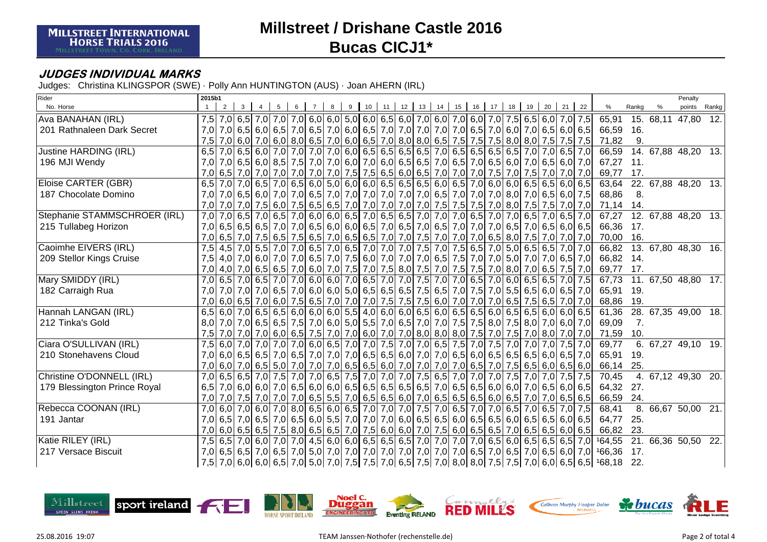# Millstreet / Drishane Castle 2016

## Bucas CICJ1*

### JUDGES INDIVIDUAL MARKS

Judges: Christina KLINGSPOR (SWE) · Polly Ann HUNTINGTON (AUS) · Joan AHERN (IRL)

| Rider<br>No. Horse | 2015b1<br>1 | 2 | 3 | 4 | 5 | 6 | 7 | 8 | 9 | 10 | 11 | 12 | 13 | 14 | 15 | 16 | 17 | 18 | 19 | 20 | 21 | 22 | % | Rankg | % | Penalty points | Rankg |
|---|---|---|---|---|---|---|---|---|---|---|---|---|---|---|---|---|---|---|---|---|---|---|---|---|---|---|---|
| Ava BANAHAN (IRL) | 7,5 | 7,0 | 6,5 | 7,0 | 7,0 | 7,0 | 6,0 | 6,0 | 5,0 | 6,0 | 6,5 | 6,0 | 7,0 | 6,0 | 7,0 | 6,0 | 7,0 | 7,5 | 6,5 | 6,0 | 7,0 | 7,5 | 65,91 | 15. | 68,11 | 47,80 | 12. |
| 201 Rathnaleen Dark Secret | 7,0 | 7,0 | 6,5 | 6,0 | 6,5 | 7,0 | 6,5 | 7,0 | 6,0 | 6,5 | 7,0 | 7,0 | 7,0 | 7,0 | 7,0 | 6,5 | 7,0 | 6,0 | 7,0 | 6,5 | 6,0 | 6,5 | 66,59 | 16. | | | |
| | 7,5 | 7,0 | 6,0 | 7,0 | 6,0 | 8,0 | 6,5 | 7,0 | 6,0 | 6,5 | 7,0 | 8,0 | 8,0 | 6,5 | 7,5 | 7,5 | 7,5 | 8,0 | 8,0 | 7,5 | 7,5 | 7,5 | 71,82 | 9. | | | |
| Justine HARDING (IRL) | 6,5 | 7,0 | 6,5 | 6,0 | 7,0 | 7,0 | 7,0 | 7,0 | 6,0 | 6,5 | 6,5 | 6,5 | 6,5 | 7,0 | 6,5 | 6,5 | 6,5 | 6,5 | 7,0 | 7,0 | 6,5 | 7,0 | 66,59 | 14. | 67,88 | 48,20 | 13. |
| 196 MJI Wendy | 7,0 | 7,0 | 6,5 | 6,0 | 8,5 | 7,5 | 7,0 | 7,0 | 6,0 | 7,0 | 6,0 | 6,5 | 6,5 | 7,0 | 6,5 | 7,0 | 6,5 | 6,0 | 7,0 | 6,5 | 6,0 | 7,0 | 67,27 | 11. | | | |
| | 7,0 | 6,5 | 7,0 | 7,0 | 7,0 | 7,0 | 7,0 | 7,0 | 7,5 | 7,5 | 6,5 | 6,0 | 6,5 | 7,0 | 7,0 | 7,0 | 7,5 | 7,0 | 7,5 | 7,0 | 7,0 | 7,0 | 69,77 | 17. | | | |
| Eloise CARTER (GBR) | 6,5 | 7,0 | 7,0 | 6,5 | 7,0 | 6,5 | 6,0 | 5,0 | 6,0 | 6,0 | 6,5 | 6,5 | 6,5 | 6,0 | 6,5 | 7,0 | 6,0 | 6,0 | 6,5 | 6,5 | 6,0 | 6,5 | 63,64 | 22. | 67,88 | 48,20 | 13. |
| 187 Chocolate Domino | 7,0 | 7,0 | 6,5 | 6,0 | 7,0 | 7,0 | 6,5 | 7,0 | 7,0 | 7,0 | 7,0 | 7,0 | 7,0 | 6,5 | 7,0 | 7,0 | 7,0 | 8,0 | 7,0 | 6,5 | 6,0 | 7,5 | 68,86 | 8. | | | |
| | 7,0 | 7,0 | 7,0 | 7,5 | 6,0 | 7,5 | 6,5 | 6,5 | 7,0 | 7,0 | 7,0 | 7,0 | 7,0 | 7,5 | 7,5 | 7,5 | 7,0 | 8,0 | 7,5 | 7,5 | 7,0 | 7,0 | 71,14 | 14. | | | |
| Stephanie STAMMSCHROER (IRL) | 7,0 | 7,0 | 6,5 | 7,0 | 6,5 | 7,0 | 6,0 | 6,0 | 6,5 | 7,0 | 6,5 | 6,5 | 7,0 | 7,0 | 7,0 | 6,5 | 7,0 | 7,0 | 6,5 | 7,0 | 6,5 | 7,0 | 67,27 | 12. | 67,88 | 48,20 | 13. |
| 215 Tullabeg Horizon | 7,0 | 6,5 | 6,5 | 6,5 | 7,0 | 7,0 | 6,5 | 6,0 | 6,0 | 6,5 | 7,0 | 6,5 | 7,0 | 6,5 | 7,0 | 7,0 | 7,0 | 6,5 | 7,0 | 6,5 | 6,0 | 6,5 | 66,36 | 17. | | | |
| | 7,0 | 6,5 | 7,0 | 7,5 | 6,5 | 7,5 | 6,5 | 7,0 | 6,5 | 6,5 | 7,0 | 7,0 | 7,5 | 7,0 | 7,0 | 7,0 | 6,5 | 8,0 | 7,5 | 7,0 | 7,0 | 7,0 | 70,00 | 16. | | | |
| Caoimhe EIVERS (IRL) | 7,5 | 4,5 | 7,0 | 5,5 | 7,0 | 7,0 | 6,5 | 7,0 | 6,5 | 7,0 | 7,0 | 7,0 | 7,5 | 7,0 | 7,5 | 6,5 | 7,0 | 5,0 | 6,5 | 6,5 | 7,0 | 7,0 | 66,82 | 13. | 67,80 | 48,30 | 16. |
| 209 Stellor Kings Cruise | 7,5 | 4,0 | 7,0 | 6,0 | 7,0 | 7,0 | 6,5 | 7,0 | 7,5 | 6,0 | 7,0 | 7,0 | 7,0 | 6,5 | 7,5 | 7,0 | 7,0 | 5,0 | 7,0 | 7,0 | 6,5 | 7,0 | 66,82 | 14. | | | |
| | 7,0 | 4,0 | 7,0 | 6,5 | 6,5 | 7,0 | 6,0 | 7,0 | 7,5 | 7,0 | 7,5 | 8,0 | 7,5 | 7,0 | 7,5 | 7,5 | 7,0 | 8,0 | 7,0 | 6,5 | 7,5 | 7,0 | 69,77 | 17. | | | |
| Mary SMIDDY (IRL) | 7,0 | 6,5 | 7,0 | 6,5 | 7,0 | 7,0 | 6,0 | 6,0 | 7,0 | 6,5 | 7,0 | 7,0 | 7,5 | 7,0 | 7,0 | 6,5 | 7,0 | 6,0 | 6,5 | 6,5 | 7,0 | 7,5 | 67,73 | 11. | 67,50 | 48,80 | 17. |
| 182 Carraigh Rua | 7,0 | 7,0 | 7,0 | 7,0 | 6,5 | 7,0 | 6,0 | 6,0 | 5,0 | 6,5 | 6,5 | 6,5 | 7,5 | 6,5 | 7,0 | 7,5 | 7,0 | 5,5 | 6,5 | 6,0 | 6,5 | 7,0 | 65,91 | 19. | | | |
| | 7,0 | 6,0 | 6,5 | 7,0 | 6,0 | 7,5 | 6,5 | 7,0 | 7,0 | 7,0 | 7,5 | 7,5 | 7,5 | 6,0 | 7,0 | 7,0 | 7,0 | 6,5 | 7,5 | 6,5 | 7,0 | 7,0 | 68,86 | 19. | | | |
| Hannah LANGAN (IRL) | 6,5 | 6,0 | 7,0 | 6,5 | 6,5 | 6,0 | 6,0 | 6,0 | 5,5 | 4,0 | 6,0 | 6,0 | 6,5 | 6,0 | 6,5 | 6,5 | 6,0 | 6,5 | 6,5 | 6,0 | 6,0 | 6,5 | 61,36 | 28. | 67,35 | 49,00 | 18. |
| 212 Tinka's Gold | 8,0 | 7,0 | 7,0 | 6,5 | 6,5 | 7,5 | 7,0 | 6,0 | 5,0 | 5,5 | 7,0 | 6,5 | 7,0 | 7,0 | 7,5 | 7,5 | 8,0 | 7,5 | 8,0 | 7,0 | 6,0 | 7,0 | 69,09 | 7. | | | |
| | 7,5 | 7,0 | 7,0 | 7,0 | 6,0 | 6,5 | 7,5 | 7,0 | 7,0 | 6,0 | 7,0 | 7,0 | 8,0 | 8,0 | 8,0 | 7,0 | 7,5 | 7,0 | 7,5 | 8,0 | 7,0 | 7,0 | 71,59 | 10. | | | |
| Ciara O'SULLIVAN (IRL) | 7,5 | 6,0 | 7,0 | 7,0 | 7,0 | 7,0 | 6,0 | 6,5 | 7,0 | 7,0 | 7,5 | 7,0 | 7,0 | 6,5 | 7,5 | 7,0 | 7,5 | 7,0 | 7,0 | 7,0 | 7,5 | 7,0 | 69,77 | 6. | 67,27 | 49,10 | 19. |
| 210 Stonehavens Cloud | 7,0 | 6,0 | 6,5 | 6,5 | 7,0 | 6,5 | 7,0 | 7,0 | 7,0 | 6,5 | 6,5 | 6,0 | 7,0 | 7,0 | 6,5 | 6,0 | 6,5 | 6,5 | 6,5 | 6,0 | 6,5 | 7,0 | 65,91 | 19. | | | |
| | 7,0 | 6,0 | 7,0 | 6,5 | 5,0 | 7,0 | 7,0 | 7,0 | 6,5 | 6,5 | 6,0 | 7,0 | 7,0 | 7,0 | 7,0 | 6,5 | 7,0 | 7,5 | 6,5 | 6,0 | 6,5 | 6,0 | 66,14 | 25. | | | |
| Christine O'DONNELL (IRL) | 7,0 | 6,5 | 6,5 | 7,0 | 7,5 | 7,0 | 7,0 | 6,5 | 7,5 | 7,0 | 7,0 | 7,0 | 7,5 | 6,5 | 7,0 | 7,0 | 7,0 | 7,5 | 7,0 | 7,0 | 7,5 | 7,5 | 70,45 | 4. | 67,12 | 49,30 | 20. |
| 179 Blessington Prince Royal | 6,5 | 7,0 | 6,0 | 6,0 | 7,0 | 6,5 | 6,0 | 6,0 | 6,5 | 6,5 | 6,5 | 6,5 | 6,5 | 7,0 | 6,5 | 6,5 | 6,0 | 6,0 | 7,0 | 6,5 | 6,0 | 6,5 | 64,32 | 27. | | | |
| | 7,0 | 7,0 | 7,5 | 7,0 | 7,0 | 7,0 | 6,5 | 5,5 | 7,0 | 6,5 | 6,5 | 6,0 | 7,0 | 6,5 | 6,5 | 6,5 | 6,0 | 6,5 | 7,0 | 7,0 | 6,5 | 6,5 | 66,59 | 24. | | | |
| Rebecca COONAN (IRL) | 7,0 | 6,0 | 7,0 | 6,0 | 7,0 | 8,0 | 6,5 | 6,0 | 6,5 | 7,0 | 7,0 | 7,0 | 7,5 | 7,0 | 6,5 | 7,0 | 7,0 | 6,5 | 7,0 | 6,5 | 7,0 | 7,5 | 68,41 | 8. | 66,67 | 50,00 | 21. |
| 191 Jantar | 7,0 | 6,5 | 7,0 | 6,5 | 7,0 | 6,5 | 6,0 | 5,5 | 7,0 | 7,0 | 7,0 | 6,0 | 6,5 | 6,5 | 6,0 | 6,5 | 6,5 | 6,0 | 6,5 | 6,5 | 6,0 | 6,5 | 64,77 | 25. | | | |
| | 7,0 | 6,0 | 6,5 | 6,5 | 7,5 | 8,0 | 6,5 | 6,5 | 7,0 | 7,5 | 6,0 | 6,0 | 7,0 | 7,5 | 6,0 | 6,5 | 6,5 | 7,0 | 6,5 | 6,5 | 6,0 | 6,5 | 66,82 | 23. | | | |
| Katie RILEY (IRL) | 7,5 | 6,5 | 7,0 | 6,0 | 7,0 | 7,0 | 4,5 | 6,0 | 6,0 | 6,5 | 6,5 | 6,5 | 7,0 | 7,0 | 7,0 | 7,0 | 6,5 | 6,0 | 6,5 | 6,5 | 6,5 | 7,0 | 164,55 | 21. | 66,36 | 50,50 | 22. |
| 217 Versace Biscuit | 7,0 | 6,5 | 6,5 | 7,0 | 6,5 | 7,0 | 5,0 | 7,0 | 7,0 | 7,0 | 7,0 | 7,0 | 7,0 | 7,0 | 7,0 | 6,5 | 7,0 | 6,5 | 7,0 | 6,5 | 6,0 | 7,0 | 166,36 | 17. | | | |
| | 7,5 | 7,0 | 6,0 | 6,0 | 6,5 | 7,0 | 5,0 | 7,0 | 7,5 | 7,5 | 7,0 | 6,5 | 7,5 | 7,0 | 8,0 | 8,0 | 7,5 | 7,5 | 7,0 | 6,0 | 6,5 | 6,5 | 168,18 | 22. | | | |

25.08.2016 19:07 TEAM Janssen·Nothofer (rechenstelle.de)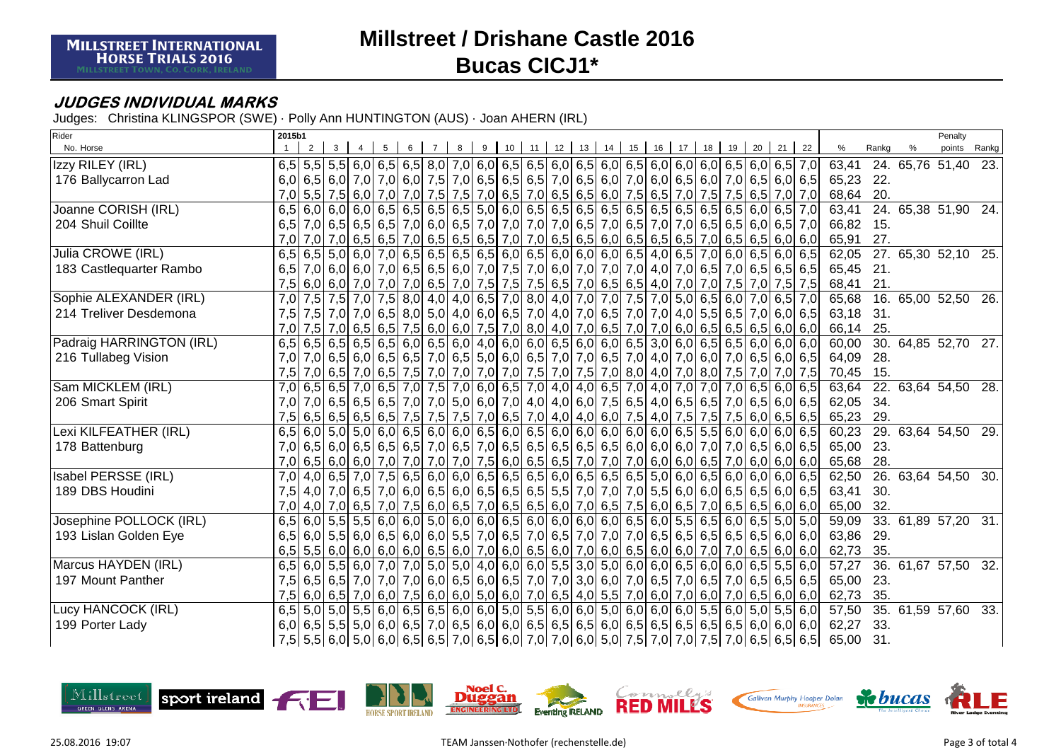# Millstreet / Drishane Castle 2016

## Bucas CICJ1*

### JUDGES INDIVIDUAL MARKS

Judges: Christina KLINGSPOR (SWE) · Polly Ann HUNTINGTON (AUS) · Joan AHERN (IRL)

| Rider / No. Horse | 1 | 2 | 3 | 4 | 5 | 6 | 7 | 8 | 9 | 10 | 11 | 12 | 13 | 14 | 15 | 16 | 17 | 18 | 19 | 20 | 21 | 22 | % | Rankg | % | Penalty points | Rankg |
|---|---|---|---|---|---|---|---|---|---|---|---|---|---|---|---|---|---|---|---|---|---|---|---|---|---|---|---|
| Izzy RILEY (IRL) | 6,5 | 5,5 | 5,5 | 6,0 | 6,5 | 6,5 | 8,0 | 7,0 | 6,0 | 6,5 | 6,5 | 6,0 | 6,5 | 6,0 | 6,5 | 6,0 | 6,0 | 6,0 | 6,5 | 6,0 | 6,5 | 7,0 | 63,41 | 24. | 65,76 | 51,40 | 23. |
| 176 Ballycarron Lad | 6,0 | 6,5 | 6,0 | 7,0 | 7,0 | 6,0 | 7,5 | 7,0 | 6,5 | 6,5 | 6,5 | 7,0 | 6,5 | 6,0 | 7,0 | 6,0 | 6,5 | 6,0 | 7,0 | 6,5 | 6,0 | 6,5 | 65,23 | 22. | | | |
| | 7,0 | 5,5 | 7,5 | 6,0 | 7,0 | 7,0 | 7,5 | 7,5 | 7,0 | 6,5 | 7,0 | 6,5 | 6,5 | 6,0 | 7,5 | 6,5 | 7,0 | 7,5 | 7,5 | 6,5 | 7,0 | 7,0 | 68,64 | 20. | | | |
| Joanne CORISH (IRL) | 6,5 | 6,0 | 6,0 | 6,0 | 6,5 | 6,5 | 6,5 | 6,5 | 5,0 | 6,0 | 6,5 | 6,5 | 6,5 | 6,5 | 6,5 | 6,5 | 6,5 | 6,5 | 6,5 | 6,0 | 6,5 | 7,0 | 63,41 | 24. | 65,38 | 51,90 | 24. |
| 204 Shuil Coillte | 6,5 | 7,0 | 6,5 | 6,5 | 6,5 | 7,0 | 6,0 | 6,5 | 7,0 | 7,0 | 7,0 | 7,0 | 6,5 | 7,0 | 6,5 | 7,0 | 7,0 | 6,5 | 6,5 | 6,0 | 6,5 | 7,0 | 66,82 | 15. | | | |
| | 7,0 | 7,0 | 7,0 | 6,5 | 6,5 | 7,0 | 6,5 | 6,5 | 6,5 | 7,0 | 7,0 | 6,5 | 6,5 | 6,0 | 6,5 | 6,5 | 6,5 | 7,0 | 6,5 | 6,5 | 6,0 | 6,0 | 65,91 | 27. | | | |
| Julia CROWE (IRL) | 6,5 | 6,5 | 5,0 | 6,0 | 7,0 | 6,5 | 6,5 | 6,5 | 6,5 | 6,0 | 6,5 | 6,0 | 6,0 | 6,0 | 6,5 | 4,0 | 6,5 | 7,0 | 6,0 | 6,5 | 6,0 | 6,5 | 62,05 | 27. | 65,30 | 52,10 | 25. |
| 183 Castlequarter Rambo | 6,5 | 7,0 | 6,0 | 6,0 | 7,0 | 6,5 | 6,5 | 6,0 | 7,0 | 7,5 | 7,0 | 6,0 | 7,0 | 7,0 | 7,0 | 4,0 | 7,0 | 6,5 | 7,0 | 6,5 | 6,5 | 6,5 | 65,45 | 21. | | | |
| | 7,5 | 6,0 | 6,0 | 7,0 | 7,0 | 7,0 | 6,5 | 7,0 | 7,5 | 7,5 | 7,5 | 6,5 | 7,0 | 6,5 | 6,5 | 4,0 | 7,0 | 7,0 | 7,5 | 7,0 | 7,5 | 7,5 | 68,41 | 21. | | | |
| Sophie ALEXANDER (IRL) | 7,0 | 7,5 | 7,5 | 7,0 | 7,5 | 8,0 | 4,0 | 4,0 | 6,5 | 7,0 | 8,0 | 4,0 | 7,0 | 7,0 | 7,5 | 7,0 | 5,0 | 6,5 | 6,0 | 7,0 | 6,5 | 7,0 | 65,68 | 16. | 65,00 | 52,50 | 26. |
| 214 Treliver Desdemona | 7,5 | 7,5 | 7,0 | 7,0 | 6,5 | 8,0 | 5,0 | 4,0 | 6,0 | 6,5 | 7,0 | 4,0 | 7,0 | 6,5 | 7,0 | 7,0 | 4,0 | 5,5 | 6,5 | 7,0 | 6,0 | 6,5 | 63,18 | 31. | | | |
| | 7,0 | 7,5 | 7,0 | 6,5 | 6,5 | 7,5 | 6,0 | 6,0 | 7,5 | 7,0 | 8,0 | 4,0 | 7,0 | 6,5 | 7,0 | 7,0 | 6,0 | 6,5 | 6,5 | 6,5 | 6,0 | 6,0 | 66,14 | 25. | | | |
| Padraig HARRINGTON (IRL) | 6,5 | 6,5 | 6,5 | 6,5 | 6,5 | 6,0 | 6,5 | 6,0 | 4,0 | 6,0 | 6,0 | 6,5 | 6,0 | 6,0 | 6,5 | 3,0 | 6,0 | 6,5 | 6,5 | 6,0 | 6,0 | 6,0 | 60,00 | 30. | 64,85 | 52,70 | 27. |
| 216 Tullabeg Vision | 7,0 | 7,0 | 6,5 | 6,0 | 6,5 | 6,5 | 7,0 | 6,5 | 5,0 | 6,0 | 6,5 | 7,0 | 7,0 | 6,5 | 7,0 | 4,0 | 7,0 | 6,0 | 7,0 | 6,5 | 6,0 | 6,5 | 64,09 | 28. | | | |
| | 7,5 | 7,0 | 6,5 | 7,0 | 6,5 | 7,5 | 7,0 | 7,0 | 7,0 | 7,0 | 7,5 | 7,0 | 7,5 | 7,0 | 8,0 | 4,0 | 7,0 | 8,0 | 7,5 | 7,0 | 7,0 | 7,5 | 70,45 | 15. | | | |
| Sam MICKLEM (IRL) | 7,0 | 6,5 | 6,5 | 7,0 | 6,5 | 7,0 | 7,5 | 7,0 | 6,0 | 6,5 | 7,0 | 4,0 | 4,0 | 6,5 | 7,0 | 4,0 | 7,0 | 7,0 | 7,0 | 6,5 | 6,0 | 6,5 | 63,64 | 22. | 63,64 | 54,50 | 28. |
| 206 Smart Spirit | 7,0 | 7,0 | 6,5 | 6,5 | 6,5 | 7,0 | 7,0 | 5,0 | 6,0 | 7,0 | 4,0 | 4,0 | 6,0 | 7,5 | 6,5 | 4,0 | 6,5 | 6,5 | 7,0 | 6,5 | 6,0 | 6,5 | 62,05 | 34. | | | |
| | 7,5 | 6,5 | 6,5 | 6,5 | 6,5 | 7,5 | 7,5 | 7,5 | 7,0 | 6,5 | 7,0 | 4,0 | 4,0 | 6,0 | 7,5 | 4,0 | 7,5 | 7,5 | 7,5 | 6,0 | 6,5 | 6,5 | 65,23 | 29. | | | |
| Lexi KILFEATHER (IRL) | 6,5 | 6,0 | 5,0 | 5,0 | 6,0 | 6,5 | 6,0 | 6,0 | 6,5 | 6,0 | 6,5 | 6,0 | 6,0 | 6,0 | 6,0 | 6,0 | 6,5 | 5,5 | 6,0 | 6,0 | 6,0 | 6,5 | 60,23 | 29. | 63,64 | 54,50 | 29. |
| 178 Battenburg | 7,0 | 6,5 | 6,0 | 6,5 | 6,5 | 6,5 | 7,0 | 6,5 | 7,0 | 6,5 | 6,5 | 6,5 | 6,5 | 6,5 | 6,0 | 6,0 | 6,0 | 7,0 | 7,0 | 6,5 | 6,0 | 6,5 | 65,00 | 23. | | | |
| | 7,0 | 6,5 | 6,0 | 6,0 | 7,0 | 7,0 | 7,0 | 7,0 | 7,5 | 6,0 | 6,5 | 6,5 | 7,0 | 7,0 | 7,0 | 6,0 | 6,0 | 6,5 | 7,0 | 6,0 | 6,0 | 6,0 | 65,68 | 28. | | | |
| Isabel PERSSE (IRL) | 7,0 | 4,0 | 6,5 | 7,0 | 7,5 | 6,5 | 6,0 | 6,0 | 6,5 | 6,5 | 6,5 | 6,0 | 6,5 | 6,5 | 6,5 | 5,0 | 6,0 | 6,5 | 6,0 | 6,0 | 6,0 | 6,5 | 62,50 | 26. | 63,64 | 54,50 | 30. |
| 189 DBS Houdini | 7,5 | 4,0 | 7,0 | 6,5 | 7,0 | 6,0 | 6,5 | 6,0 | 6,5 | 6,5 | 6,5 | 5,5 | 7,0 | 7,0 | 7,0 | 5,5 | 6,0 | 6,0 | 6,5 | 6,5 | 6,0 | 6,5 | 63,41 | 30. | | | |
| | 7,0 | 4,0 | 7,0 | 6,5 | 7,0 | 7,5 | 6,0 | 6,5 | 7,0 | 6,5 | 6,5 | 6,0 | 7,0 | 6,5 | 7,5 | 6,0 | 6,5 | 7,0 | 6,5 | 6,5 | 6,0 | 6,0 | 65,00 | 32. | | | |
| Josephine POLLOCK (IRL) | 6,5 | 6,0 | 5,5 | 5,5 | 6,0 | 6,0 | 5,0 | 6,0 | 6,0 | 6,5 | 6,0 | 6,0 | 6,0 | 6,0 | 6,5 | 6,0 | 5,5 | 6,5 | 6,0 | 6,5 | 5,0 | 5,0 | 59,09 | 33. | 61,89 | 57,20 | 31. |
| 193 Lislan Golden Eye | 6,5 | 6,0 | 5,5 | 6,0 | 6,5 | 6,0 | 6,0 | 5,5 | 7,0 | 6,5 | 7,0 | 6,5 | 7,0 | 7,0 | 7,0 | 6,5 | 6,5 | 6,5 | 6,5 | 6,5 | 6,0 | 6,0 | 63,86 | 29. | | | |
| | 6,5 | 5,5 | 6,0 | 6,0 | 6,0 | 6,0 | 6,5 | 6,0 | 7,0 | 6,0 | 6,5 | 6,0 | 7,0 | 6,0 | 6,5 | 6,0 | 6,0 | 7,0 | 7,0 | 6,5 | 6,0 | 6,0 | 62,73 | 35. | | | |
| Marcus HAYDEN (IRL) | 6,5 | 6,0 | 5,5 | 6,0 | 7,0 | 7,0 | 5,0 | 5,0 | 4,0 | 6,0 | 6,0 | 5,5 | 3,0 | 5,0 | 6,0 | 6,0 | 6,5 | 6,0 | 6,0 | 6,5 | 5,5 | 6,0 | 57,27 | 36. | 61,67 | 57,50 | 32. |
| 197 Mount Panther | 7,5 | 6,5 | 6,5 | 7,0 | 7,0 | 7,0 | 6,0 | 6,5 | 6,0 | 6,5 | 7,0 | 7,0 | 3,0 | 6,0 | 7,0 | 6,5 | 7,0 | 6,5 | 7,0 | 6,5 | 6,5 | 6,5 | 65,00 | 23. | | | |
| | 7,5 | 6,0 | 6,5 | 7,0 | 6,0 | 7,5 | 6,0 | 6,0 | 5,0 | 6,0 | 7,0 | 6,5 | 4,0 | 5,5 | 7,0 | 6,0 | 7,0 | 6,0 | 7,0 | 6,5 | 6,0 | 6,0 | 62,73 | 35. | | | |
| Lucy HANCOCK (IRL) | 6,5 | 5,0 | 5,0 | 5,5 | 6,0 | 6,5 | 6,5 | 6,0 | 6,0 | 5,0 | 5,5 | 6,0 | 6,0 | 5,0 | 6,0 | 6,0 | 6,0 | 5,5 | 6,0 | 5,0 | 5,5 | 6,0 | 57,50 | 35. | 61,59 | 57,60 | 33. |
| 199 Porter Lady | 6,0 | 6,5 | 5,5 | 5,0 | 6,0 | 6,5 | 7,0 | 6,5 | 6,0 | 6,0 | 6,5 | 6,5 | 6,5 | 6,0 | 6,5 | 6,5 | 6,5 | 6,5 | 6,5 | 6,0 | 6,0 | 6,0 | 62,27 | 33. | | | |
| | 7,5 | 5,5 | 6,0 | 5,0 | 6,0 | 6,5 | 6,5 | 7,0 | 6,5 | 6,0 | 7,0 | 7,0 | 6,0 | 5,0 | 7,5 | 7,0 | 7,0 | 7,5 | 7,0 | 6,5 | 6,5 | 6,5 | 65,00 | 31. | | | |

25.08.2016 19:07 TEAM Janssen·Nothofer (rechenstelle.de)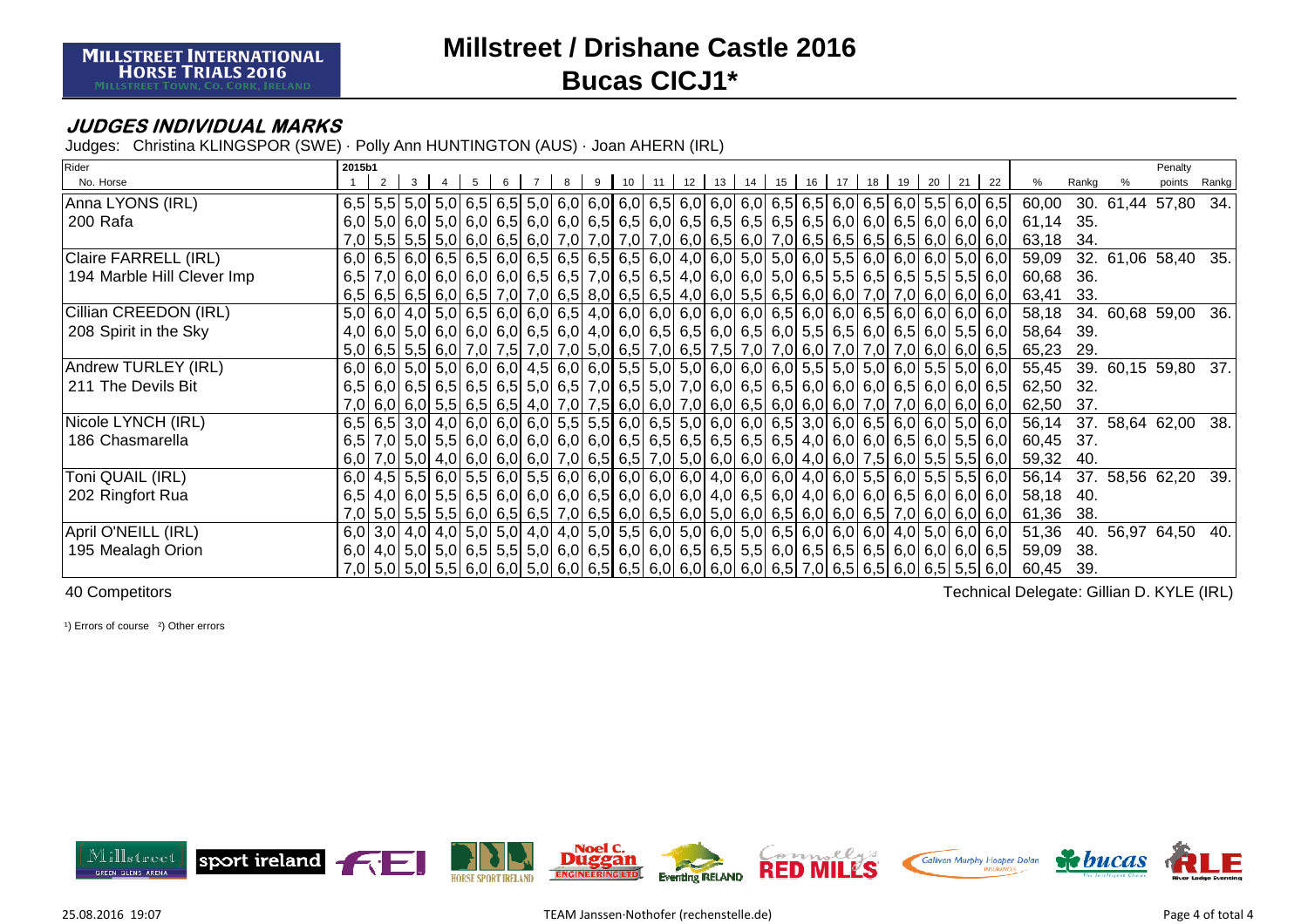# Millstreet / Drishane Castle 2016

## Bucas CICJ1*

### JUDGES INDIVIDUAL MARKS

Judges: Christina KLINGSPOR (SWE) · Polly Ann HUNTINGTON (AUS) · Joan AHERN (IRL)

| Rider / No. Horse | 1 | 2 | 3 | 4 | 5 | 6 | 7 | 8 | 9 | 10 | 11 | 12 | 13 | 14 | 15 | 16 | 17 | 18 | 19 | 20 | 21 | 22 | % | Rankg | % | Penalty points | Rankg |
|---|---|---|---|---|---|---|---|---|---|---|---|---|---|---|---|---|---|---|---|---|---|---|---|---|---|---|---|
| Anna LYONS (IRL) | 6,5 | 5,5 | 5,0 | 5,0 | 6,5 | 6,5 | 5,0 | 6,0 | 6,0 | 6,0 | 6,5 | 6,0 | 6,0 | 6,0 | 6,5 | 6,5 | 6,0 | 6,5 | 6,0 | 5,5 | 6,0 | 6,5 | 60,00 | 30. | 61,44 | 57,80 | 34. |
| 200 Rafa | 6,0 | 5,0 | 6,0 | 5,0 | 6,0 | 6,5 | 6,0 | 6,0 | 6,5 | 6,5 | 6,0 | 6,5 | 6,5 | 6,5 | 6,5 | 6,5 | 6,0 | 6,0 | 6,5 | 6,0 | 6,0 | 6,0 | 61,14 | 35. | | | |
| | 7,0 | 5,5 | 5,5 | 5,0 | 6,0 | 6,5 | 6,0 | 7,0 | 7,0 | 7,0 | 7,0 | 6,0 | 6,5 | 6,0 | 7,0 | 6,5 | 6,5 | 6,5 | 6,5 | 6,0 | 6,0 | 6,0 | 63,18 | 34. | | | |
| Claire FARRELL (IRL) | 6,0 | 6,5 | 6,0 | 6,5 | 6,5 | 6,0 | 6,5 | 6,5 | 6,5 | 6,5 | 6,0 | 4,0 | 6,0 | 5,0 | 5,0 | 6,0 | 5,5 | 6,0 | 6,0 | 6,0 | 5,0 | 6,0 | 59,09 | 32. | 61,06 | 58,40 | 35. |
| 194 Marble Hill Clever Imp | 6,5 | 7,0 | 6,0 | 6,0 | 6,0 | 6,0 | 6,5 | 6,5 | 7,0 | 6,5 | 6,5 | 4,0 | 6,0 | 6,0 | 5,0 | 6,5 | 5,5 | 6,5 | 6,5 | 5,5 | 5,5 | 6,0 | 60,68 | 36. | | | |
| | 6,5 | 6,5 | 6,5 | 6,0 | 6,5 | 7,0 | 7,0 | 6,5 | 8,0 | 6,5 | 6,5 | 4,0 | 6,0 | 5,5 | 6,5 | 6,0 | 6,0 | 7,0 | 7,0 | 6,0 | 6,0 | 6,0 | 63,41 | 33. | | | |
| Cillian CREEDON (IRL) | 5,0 | 6,0 | 4,0 | 5,0 | 6,5 | 6,0 | 6,0 | 6,5 | 4,0 | 6,0 | 6,0 | 6,0 | 6,0 | 6,0 | 6,5 | 6,0 | 6,0 | 6,5 | 6,0 | 6,0 | 6,0 | 6,0 | 58,18 | 34. | 60,68 | 59,00 | 36. |
| 208 Spirit in the Sky | 4,0 | 6,0 | 5,0 | 6,0 | 6,0 | 6,0 | 6,5 | 6,0 | 4,0 | 6,0 | 6,5 | 6,5 | 6,0 | 6,5 | 6,0 | 5,5 | 6,5 | 6,0 | 6,5 | 6,0 | 5,5 | 6,0 | 58,64 | 39. | | | |
| | 5,0 | 6,5 | 5,5 | 6,0 | 7,0 | 7,5 | 7,0 | 7,0 | 5,0 | 6,5 | 7,0 | 6,5 | 7,5 | 7,0 | 7,0 | 6,0 | 7,0 | 7,0 | 7,0 | 6,0 | 6,0 | 6,5 | 65,23 | 29. | | | |
| Andrew TURLEY (IRL) | 6,0 | 6,0 | 5,0 | 5,0 | 6,0 | 6,0 | 4,5 | 6,0 | 6,0 | 5,5 | 5,0 | 5,0 | 6,0 | 6,0 | 6,0 | 5,5 | 5,0 | 5,0 | 6,0 | 5,5 | 5,0 | 6,0 | 55,45 | 39. | 60,15 | 59,80 | 37. |
| 211 The Devils Bit | 6,5 | 6,0 | 6,5 | 6,5 | 6,5 | 6,5 | 5,0 | 6,5 | 7,0 | 6,5 | 5,0 | 7,0 | 6,0 | 6,5 | 6,5 | 6,0 | 6,0 | 6,0 | 6,5 | 6,0 | 6,0 | 6,5 | 62,50 | 32. | | | |
| | 7,0 | 6,0 | 6,0 | 5,5 | 6,5 | 6,5 | 4,0 | 7,0 | 7,5 | 6,0 | 6,0 | 7,0 | 6,0 | 6,5 | 6,0 | 6,0 | 6,0 | 7,0 | 7,0 | 6,0 | 6,0 | 6,0 | 62,50 | 37. | | | |
| Nicole LYNCH (IRL) | 6,5 | 6,5 | 3,0 | 4,0 | 6,0 | 6,0 | 6,0 | 5,5 | 5,5 | 6,0 | 6,5 | 5,0 | 6,0 | 6,0 | 6,5 | 3,0 | 6,0 | 6,5 | 6,0 | 6,0 | 5,0 | 6,0 | 56,14 | 37. | 58,64 | 62,00 | 38. |
| 186 Chasmarella | 6,5 | 7,0 | 5,0 | 5,5 | 6,0 | 6,0 | 6,0 | 6,0 | 6,0 | 6,5 | 6,5 | 6,5 | 6,5 | 6,5 | 6,5 | 4,0 | 6,0 | 6,0 | 6,5 | 6,0 | 5,5 | 6,0 | 60,45 | 37. | | | |
| | 6,0 | 7,0 | 5,0 | 4,0 | 6,0 | 6,0 | 6,0 | 7,0 | 6,5 | 6,5 | 7,0 | 5,0 | 6,0 | 6,0 | 6,0 | 4,0 | 6,0 | 7,5 | 6,0 | 5,5 | 5,5 | 6,0 | 59,32 | 40. | | | |
| Toni QUAIL (IRL) | 6,0 | 4,5 | 5,5 | 6,0 | 5,5 | 6,0 | 5,5 | 6,0 | 6,0 | 6,0 | 6,0 | 6,0 | 4,0 | 6,0 | 6,0 | 4,0 | 6,0 | 5,5 | 6,0 | 5,5 | 5,5 | 6,0 | 56,14 | 37. | 58,56 | 62,20 | 39. |
| 202 Ringfort Rua | 6,5 | 4,0 | 6,0 | 5,5 | 6,5 | 6,0 | 6,0 | 6,0 | 6,5 | 6,0 | 6,0 | 6,0 | 4,0 | 6,5 | 6,0 | 4,0 | 6,0 | 6,0 | 6,5 | 6,0 | 6,0 | 6,0 | 58,18 | 40. | | | |
| | 7,0 | 5,0 | 5,5 | 5,5 | 6,0 | 6,5 | 6,5 | 7,0 | 6,5 | 6,0 | 6,5 | 6,0 | 5,0 | 6,0 | 6,5 | 6,0 | 6,0 | 6,5 | 7,0 | 6,0 | 6,0 | 6,0 | 61,36 | 38. | | | |
| April O'NEILL (IRL) | 6,0 | 3,0 | 4,0 | 4,0 | 5,0 | 5,0 | 4,0 | 4,0 | 5,0 | 5,5 | 6,0 | 5,0 | 6,0 | 5,0 | 6,5 | 6,0 | 6,0 | 6,0 | 4,0 | 5,0 | 6,0 | 6,0 | 51,36 | 40. | 56,97 | 64,50 | 40. |
| 195 Mealagh Orion | 6,0 | 4,0 | 5,0 | 5,0 | 6,5 | 5,5 | 5,0 | 6,0 | 6,5 | 6,0 | 6,0 | 6,5 | 6,5 | 5,5 | 6,0 | 6,5 | 6,5 | 6,5 | 6,0 | 6,0 | 6,0 | 6,5 | 59,09 | 38. | | | |
| | 7,0 | 5,0 | 5,0 | 5,5 | 6,0 | 6,0 | 5,0 | 6,0 | 6,5 | 6,5 | 6,0 | 6,0 | 6,0 | 6,0 | 6,5 | 7,0 | 6,5 | 6,5 | 6,0 | 6,5 | 5,5 | 6,0 | 60,45 | 39. | | | |

40 Competitors

Technical Delegate: Gillian D. KYLE (IRL)

[1]) Errors of course [2]) Other errors

25.08.2016 19:07

TEAM Janssen·Nothofer (rechenstelle.de)